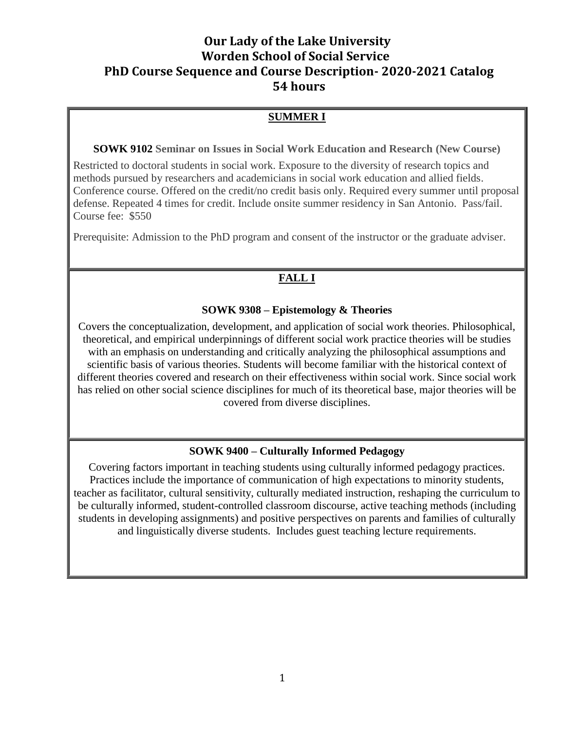# Our Lady of the Lake University
# Worden School of Social Service
# PhD Course Sequence and Course Description- 2020-2021 Catalog
# 54 hours

## SUMMER I

**SOWK 9102 Seminar on Issues in Social Work Education and Research (New Course)**

Restricted to doctoral students in social work. Exposure to the diversity of research topics and methods pursued by researchers and academicians in social work education and allied fields. Conference course. Offered on the credit/no credit basis only. Required every summer until proposal defense. Repeated 4 times for credit. Include onsite summer residency in San Antonio. Pass/fail. Course fee: $550

Prerequisite: Admission to the PhD program and consent of the instructor or the graduate adviser.

## FALL I

**SOWK 9308 – Epistemology & Theories**

Covers the conceptualization, development, and application of social work theories. Philosophical, theoretical, and empirical underpinnings of different social work practice theories will be studies with an emphasis on understanding and critically analyzing the philosophical assumptions and scientific basis of various theories. Students will become familiar with the historical context of different theories covered and research on their effectiveness within social work. Since social work has relied on other social science disciplines for much of its theoretical base, major theories will be covered from diverse disciplines.

**SOWK 9400 – Culturally Informed Pedagogy**

Covering factors important in teaching students using culturally informed pedagogy practices. Practices include the importance of communication of high expectations to minority students, teacher as facilitator, cultural sensitivity, culturally mediated instruction, reshaping the curriculum to be culturally informed, student-controlled classroom discourse, active teaching methods (including students in developing assignments) and positive perspectives on parents and families of culturally and linguistically diverse students. Includes guest teaching lecture requirements.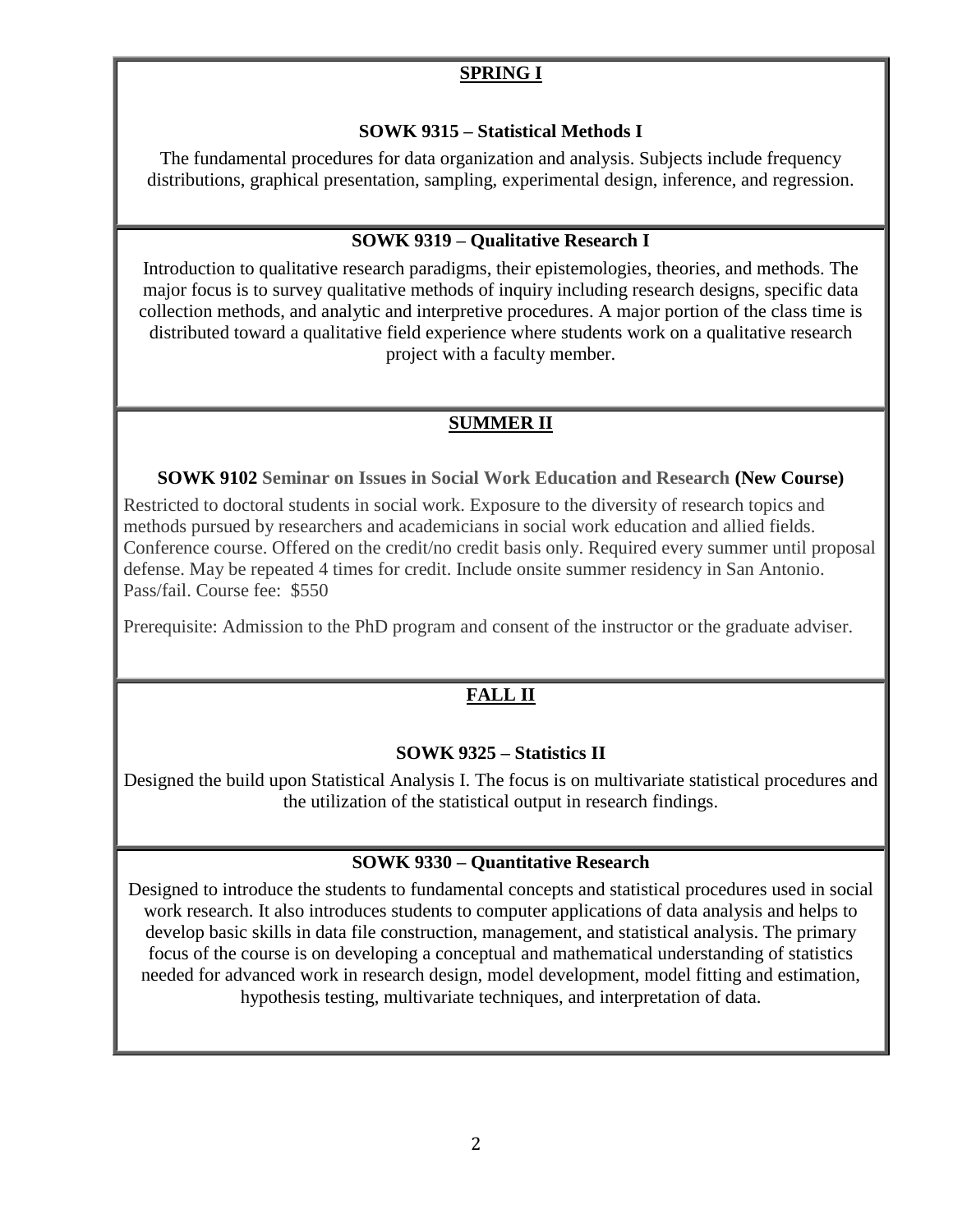## SPRING I

### SOWK 9315 – Statistical Methods I

The fundamental procedures for data organization and analysis. Subjects include frequency distributions, graphical presentation, sampling, experimental design, inference, and regression.

### SOWK 9319 – Qualitative Research I

Introduction to qualitative research paradigms, their epistemologies, theories, and methods. The major focus is to survey qualitative methods of inquiry including research designs, specific data collection methods, and analytic and interpretive procedures. A major portion of the class time is distributed toward a qualitative field experience where students work on a qualitative research project with a faculty member.

## SUMMER II

### SOWK 9102 Seminar on Issues in Social Work Education and Research (New Course)

Restricted to doctoral students in social work. Exposure to the diversity of research topics and methods pursued by researchers and academicians in social work education and allied fields. Conference course. Offered on the credit/no credit basis only. Required every summer until proposal defense. May be repeated 4 times for credit. Include onsite summer residency in San Antonio. Pass/fail. Course fee: $550

Prerequisite: Admission to the PhD program and consent of the instructor or the graduate adviser.

## FALL II

### SOWK 9325 – Statistics II

Designed the build upon Statistical Analysis I. The focus is on multivariate statistical procedures and the utilization of the statistical output in research findings.

### SOWK 9330 – Quantitative Research

Designed to introduce the students to fundamental concepts and statistical procedures used in social work research. It also introduces students to computer applications of data analysis and helps to develop basic skills in data file construction, management, and statistical analysis. The primary focus of the course is on developing a conceptual and mathematical understanding of statistics needed for advanced work in research design, model development, model fitting and estimation, hypothesis testing, multivariate techniques, and interpretation of data.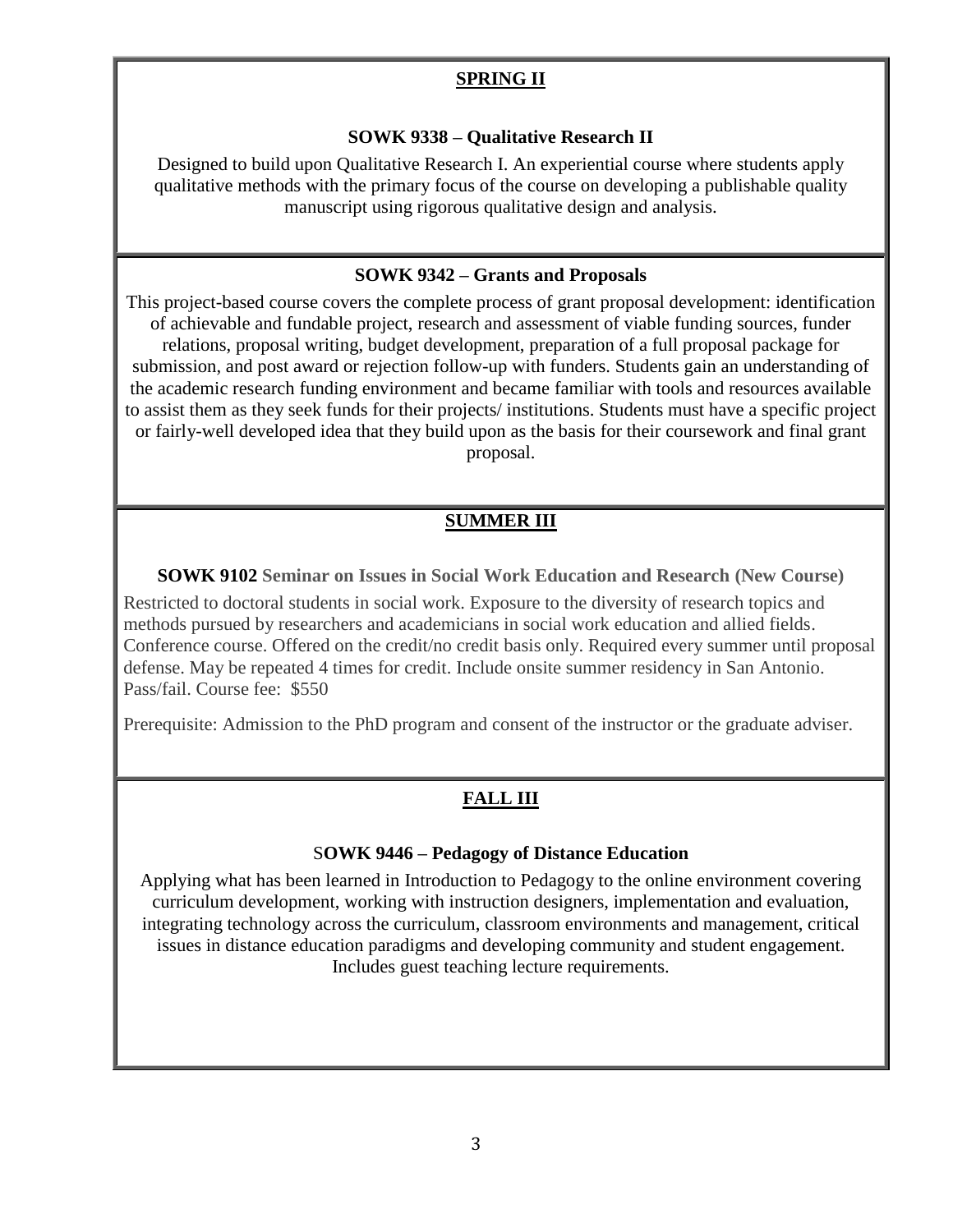## SPRING II

### SOWK 9338 – Qualitative Research II

Designed to build upon Qualitative Research I. An experiential course where students apply qualitative methods with the primary focus of the course on developing a publishable quality manuscript using rigorous qualitative design and analysis.

### SOWK 9342 – Grants and Proposals

This project-based course covers the complete process of grant proposal development: identification of achievable and fundable project, research and assessment of viable funding sources, funder relations, proposal writing, budget development, preparation of a full proposal package for submission, and post award or rejection follow-up with funders. Students gain an understanding of the academic research funding environment and became familiar with tools and resources available to assist them as they seek funds for their projects/ institutions. Students must have a specific project or fairly-well developed idea that they build upon as the basis for their coursework and final grant proposal.

## SUMMER III

### SOWK 9102 Seminar on Issues in Social Work Education and Research (New Course)

Restricted to doctoral students in social work. Exposure to the diversity of research topics and methods pursued by researchers and academicians in social work education and allied fields. Conference course. Offered on the credit/no credit basis only. Required every summer until proposal defense. May be repeated 4 times for credit. Include onsite summer residency in San Antonio. Pass/fail. Course fee: $550

Prerequisite: Admission to the PhD program and consent of the instructor or the graduate adviser.

## FALL III

### SOWK 9446 – Pedagogy of Distance Education

Applying what has been learned in Introduction to Pedagogy to the online environment covering curriculum development, working with instruction designers, implementation and evaluation, integrating technology across the curriculum, classroom environments and management, critical issues in distance education paradigms and developing community and student engagement. Includes guest teaching lecture requirements.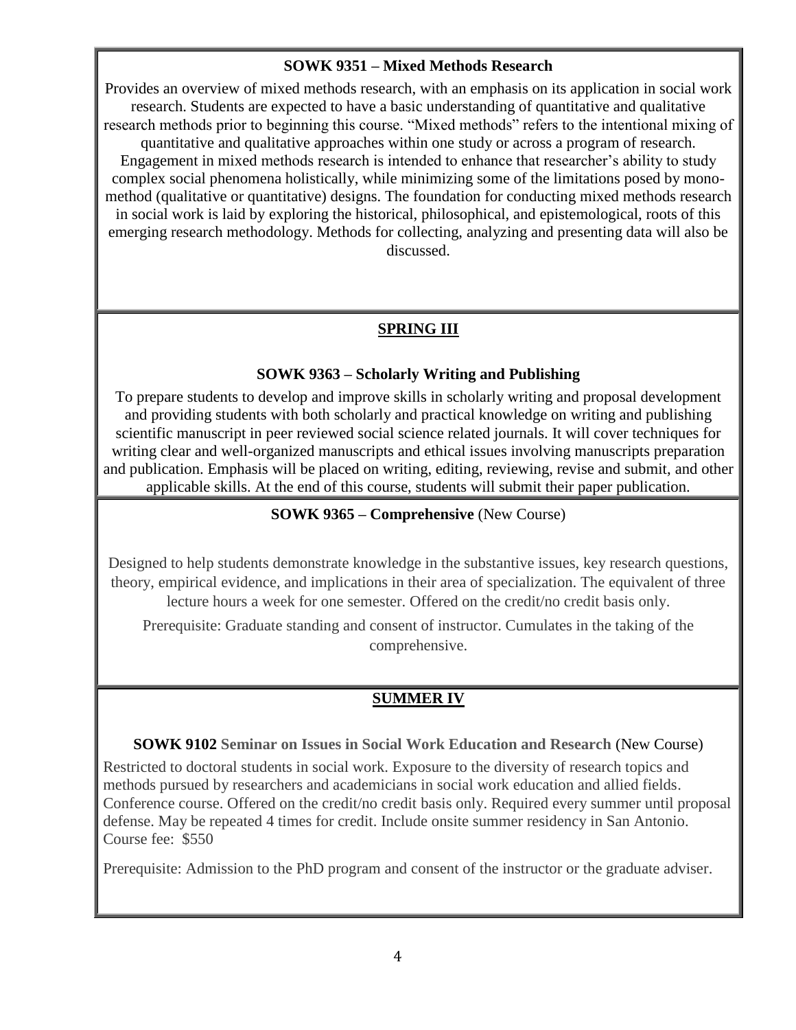### SOWK 9351 – Mixed Methods Research

Provides an overview of mixed methods research, with an emphasis on its application in social work research. Students are expected to have a basic understanding of quantitative and qualitative research methods prior to beginning this course. "Mixed methods" refers to the intentional mixing of quantitative and qualitative approaches within one study or across a program of research. Engagement in mixed methods research is intended to enhance that researcher's ability to study complex social phenomena holistically, while minimizing some of the limitations posed by mono-method (qualitative or quantitative) designs. The foundation for conducting mixed methods research in social work is laid by exploring the historical, philosophical, and epistemological, roots of this emerging research methodology. Methods for collecting, analyzing and presenting data will also be discussed.

## SPRING III

### SOWK 9363 – Scholarly Writing and Publishing

To prepare students to develop and improve skills in scholarly writing and proposal development and providing students with both scholarly and practical knowledge on writing and publishing scientific manuscript in peer reviewed social science related journals. It will cover techniques for writing clear and well-organized manuscripts and ethical issues involving manuscripts preparation and publication. Emphasis will be placed on writing, editing, reviewing, revise and submit, and other applicable skills. At the end of this course, students will submit their paper publication.

### SOWK 9365 – Comprehensive (New Course)

Designed to help students demonstrate knowledge in the substantive issues, key research questions, theory, empirical evidence, and implications in their area of specialization. The equivalent of three lecture hours a week for one semester. Offered on the credit/no credit basis only.

Prerequisite: Graduate standing and consent of instructor. Cumulates in the taking of the comprehensive.

## SUMMER IV

### SOWK 9102 Seminar on Issues in Social Work Education and Research (New Course)

Restricted to doctoral students in social work. Exposure to the diversity of research topics and methods pursued by researchers and academicians in social work education and allied fields. Conference course. Offered on the credit/no credit basis only. Required every summer until proposal defense. May be repeated 4 times for credit. Include onsite summer residency in San Antonio. Course fee: $550

Prerequisite: Admission to the PhD program and consent of the instructor or the graduate adviser.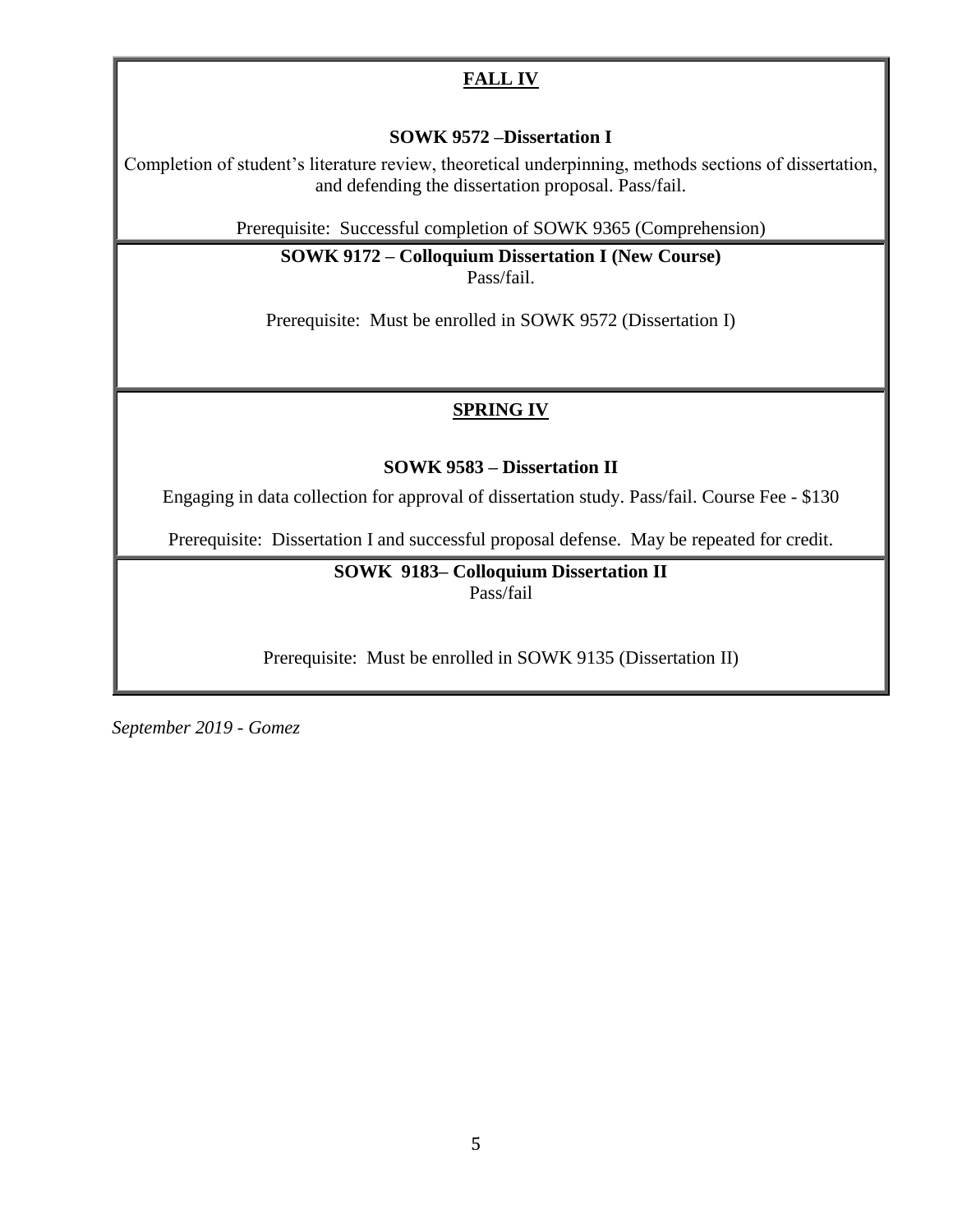## FALL IV

**SOWK 9572 –Dissertation I**

Completion of student's literature review, theoretical underpinning, methods sections of dissertation, and defending the dissertation proposal. Pass/fail.

Prerequisite: Successful completion of SOWK 9365 (Comprehension)

**SOWK 9172 – Colloquium Dissertation I (New Course)**

Pass/fail.

Prerequisite: Must be enrolled in SOWK 9572 (Dissertation I)

## SPRING IV

**SOWK 9583 – Dissertation II**

Engaging in data collection for approval of dissertation study. Pass/fail. Course Fee - $130

Prerequisite: Dissertation I and successful proposal defense. May be repeated for credit.

**SOWK 9183– Colloquium Dissertation II**

Pass/fail

Prerequisite: Must be enrolled in SOWK 9135 (Dissertation II)

*September 2019 - Gomez*